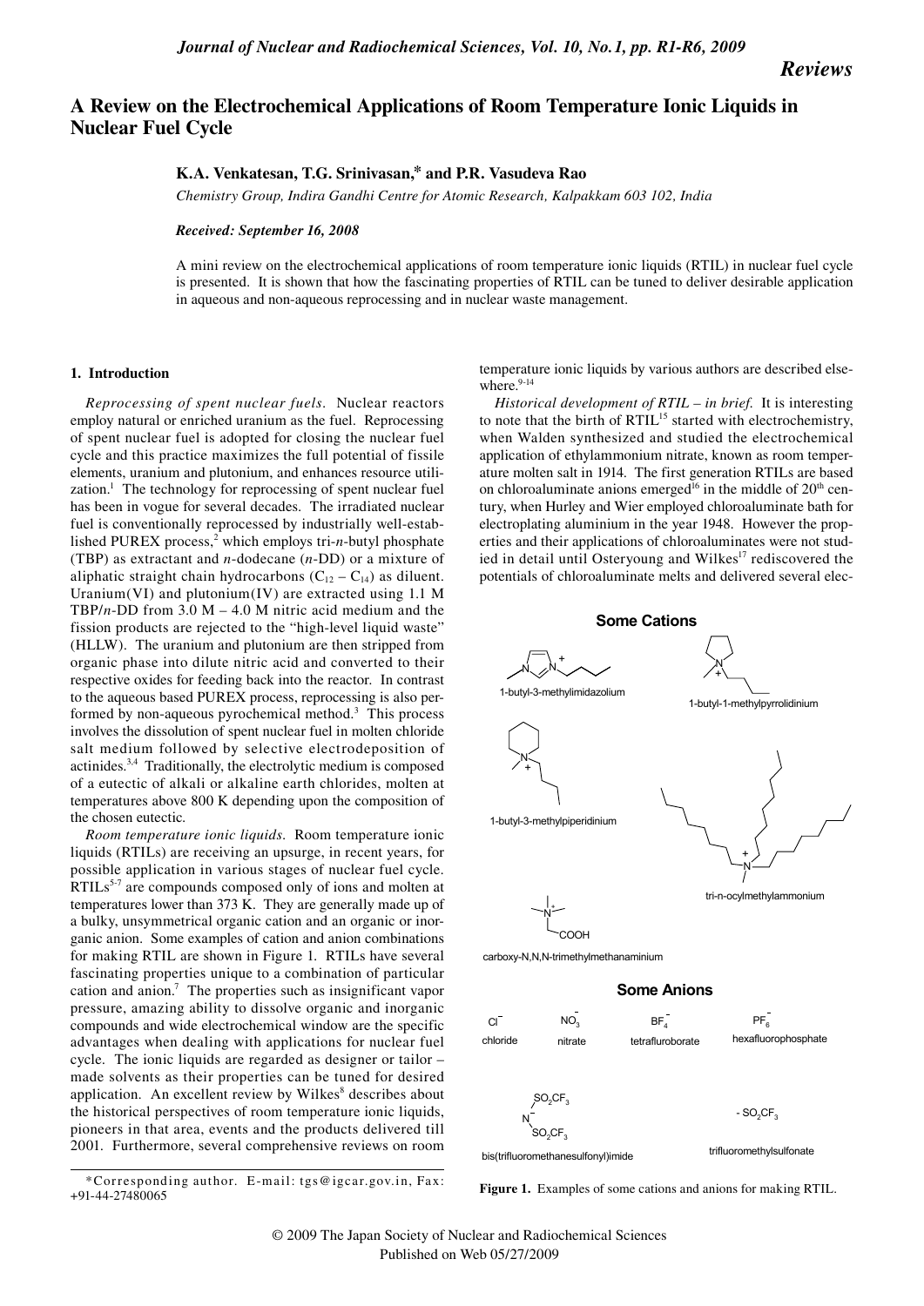# A Review on the Electrochemical Applications of Room Temperature Ionic Liquids in Nuclear Fuel Cycle

**K.A. Venkatesan, T.G. Srinivasan,* and P.R. Vasudeva Rao**

*Chemistry Group, Indira Gandhi Centre for Atomic Research, Kalpakkam 603 102, India*

***Received: September 16, 2008***

A mini review on the electrochemical applications of room temperature ionic liquids (RTIL) in nuclear fuel cycle is presented. It is shown that how the fascinating properties of RTIL can be tuned to deliver desirable application in aqueous and non-aqueous reprocessing and in nuclear waste management.

## 1. Introduction

*Reprocessing of spent nuclear fuels.* Nuclear reactors employ natural or enriched uranium as the fuel. Reprocessing of spent nuclear fuel is adopted for closing the nuclear fuel cycle and this practice maximizes the full potential of fissile elements, uranium and plutonium, and enhances resource utilization.[1] The technology for reprocessing of spent nuclear fuel has been in vogue for several decades. The irradiated nuclear fuel is conventionally reprocessed by industrially well-established PUREX process,[2] which employs tri-*n*-butyl phosphate (TBP) as extractant and *n*-dodecane (*n*-DD) or a mixture of aliphatic straight chain hydrocarbons ($C_{12}$ – $C_{14}$) as diluent. Uranium(VI) and plutonium(IV) are extracted using 1.1 M TBP/*n*-DD from 3.0 M – 4.0 M nitric acid medium and the fission products are rejected to the "high-level liquid waste" (HLLW). The uranium and plutonium are then stripped from organic phase into dilute nitric acid and converted to their respective oxides for feeding back into the reactor. In contrast to the aqueous based PUREX process, reprocessing is also performed by non-aqueous pyrochemical method.[3] This process involves the dissolution of spent nuclear fuel in molten chloride salt medium followed by selective electrodeposition of actinides.[3,4] Traditionally, the electrolytic medium is composed of a eutectic of alkali or alkaline earth chlorides, molten at temperatures above 800 K depending upon the composition of the chosen eutectic.

*Room temperature ionic liquids.* Room temperature ionic liquids (RTILs) are receiving an upsurge, in recent years, for possible application in various stages of nuclear fuel cycle. RTILs[5-7] are compounds composed only of ions and molten at temperatures lower than 373 K. They are generally made up of a bulky, unsymmetrical organic cation and an organic or inorganic anion. Some examples of cation and anion combinations for making RTIL are shown in Figure 1. RTILs have several fascinating properties unique to a combination of particular cation and anion.[7] The properties such as insignificant vapor pressure, amazing ability to dissolve organic and inorganic compounds and wide electrochemical window are the specific advantages when dealing with applications for nuclear fuel cycle. The ionic liquids are regarded as designer or tailor – made solvents as their properties can be tuned for desired application. An excellent review by Wilkes[8] describes about the historical perspectives of room temperature ionic liquids, pioneers in that area, events and the products delivered till 2001. Furthermore, several comprehensive reviews on room temperature ionic liquids by various authors are described elsewhere.[9-14]

*Historical development of RTIL – in brief.* It is interesting to note that the birth of RTIL[15] started with electrochemistry, when Walden synthesized and studied the electrochemical application of ethylammonium nitrate, known as room temperature molten salt in 1914. The first generation RTILs are based on chloroaluminate anions emerged[16] in the middle of 20th century, when Hurley and Wier employed chloroaluminate bath for electroplating aluminium in the year 1948. However the properties and their applications of chloroaluminates were not studied in detail until Osteryoung and Wilkes[17] rediscovered the potentials of chloroaluminate melts and delivered several elec-

**Some Cations**

1-butyl-3-methylimidazolium

1-butyl-1-methylpyrrolidinium

1-butyl-3-methylpiperidinium

tri-n-ocylmethylammonium

carboxy-N,N,N-trimethylmethanaminium

**Some Anions**

$Cl^-$ chloride

$NO_3^-$ nitrate

$BF_4^-$ tetrafluroborate

$PF_6^-$ hexafluorophosphate

$N^-(SO_2CF_3)_2$ bis(trifluoromethanesulfonyl)imide

$-SO_2CF_3$ trifluoromethylsulfonate

**Figure 1.** Examples of some cations and anions for making RTIL.

*Corresponding author. E-mail: tgs@igcar.gov.in, Fax: +91-44-27480065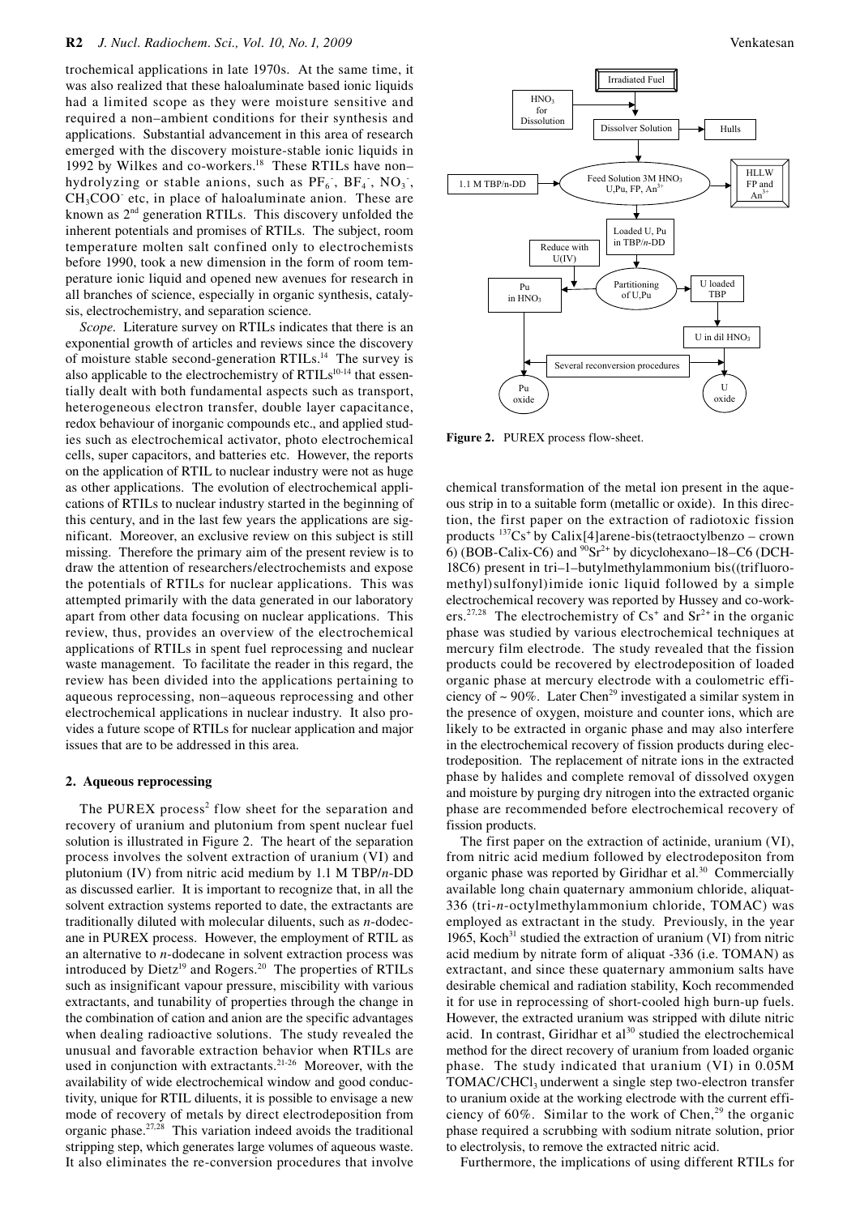trochemical applications in late 1970s. At the same time, it was also realized that these haloaluminate based ionic liquids had a limited scope as they were moisture sensitive and required a non–ambient conditions for their synthesis and applications. Substantial advancement in this area of research emerged with the discovery moisture-stable ionic liquids in 1992 by Wilkes and co-workers.[18] These RTILs have non–hydrolyzing or stable anions, such as $PF_6^-$, $BF_4^-$, $NO_3^-$, $CH_3COO^-$ etc, in place of haloaluminate anion. These are known as 2nd generation RTILs. This discovery unfolded the inherent potentials and promises of RTILs. The subject, room temperature molten salt confined only to electrochemists before 1990, took a new dimension in the form of room temperature ionic liquid and opened new avenues for research in all branches of science, especially in organic synthesis, catalysis, electrochemistry, and separation science.

*Scope*. Literature survey on RTILs indicates that there is an exponential growth of articles and reviews since the discovery of moisture stable second-generation RTILs.[14] The survey is also applicable to the electrochemistry of RTILs[10-14] that essentially dealt with both fundamental aspects such as transport, heterogeneous electron transfer, double layer capacitance, redox behaviour of inorganic compounds etc., and applied studies such as electrochemical activator, photo electrochemical cells, super capacitors, and batteries etc. However, the reports on the application of RTIL to nuclear industry were not as huge as other applications. The evolution of electrochemical applications of RTILs to nuclear industry started in the beginning of this century, and in the last few years the applications are significant. Moreover, an exclusive review on this subject is still missing. Therefore the primary aim of the present review is to draw the attention of researchers/electrochemists and expose the potentials of RTILs for nuclear applications. This was attempted primarily with the data generated in our laboratory apart from other data focusing on nuclear applications. This review, thus, provides an overview of the electrochemical applications of RTILs in spent fuel reprocessing and nuclear waste management. To facilitate the reader in this regard, the review has been divided into the applications pertaining to aqueous reprocessing, non–aqueous reprocessing and other electrochemical applications in nuclear industry. It also provides a future scope of RTILs for nuclear application and major issues that are to be addressed in this area.

## 2. Aqueous reprocessing

The PUREX process[2] flow sheet for the separation and recovery of uranium and plutonium from spent nuclear fuel solution is illustrated in Figure 2. The heart of the separation process involves the solvent extraction of uranium (VI) and plutonium (IV) from nitric acid medium by 1.1 M TBP/*n*-DD as discussed earlier. It is important to recognize that, in all the solvent extraction systems reported to date, the extractants are traditionally diluted with molecular diluents, such as *n*-dodecane in PUREX process. However, the employment of RTIL as an alternative to *n*-dodecane in solvent extraction process was introduced by Dietz[19] and Rogers.[20] The properties of RTILs such as insignificant vapour pressure, miscibility with various extractants, and tunability of properties through the change in the combination of cation and anion are the specific advantages when dealing radioactive solutions. The study revealed the unusual and favorable extraction behavior when RTILs are used in conjunction with extractants.[21-26] Moreover, with the availability of wide electrochemical window and good conductivity, unique for RTIL diluents, it is possible to envisage a new mode of recovery of metals by direct electrodeposition from organic phase.[27,28] This variation indeed avoids the traditional stripping step, which generates large volumes of aqueous waste. It also eliminates the re-conversion procedures that involve

Irradiated Fuel

$HNO_3$ for Dissolution

Dissolver Solution

Hulls

1.1 M TBP/*n*-DD

Feed Solution 3M $HNO_3$ U,Pu, FP, $An^{3+}$

HLLW FP and $An^{3+}$

Loaded U, Pu in TBP/*n*-DD

Reduce with U(IV)

Pu in $HNO_3$

Partitioning of U,Pu

U loaded TBP

U in dil $HNO_3$

Several reconversion procedures

Pu oxide

U oxide

**Figure 2.** PUREX process flow-sheet.

chemical transformation of the metal ion present in the aqueous strip in to a suitable form (metallic or oxide). In this direction, the first paper on the extraction of radiotoxic fission products $^{137}Cs^+$ by Calix[4]arene-bis(tetraoctylbenzo – crown 6) (BOB-Calix-C6) and $^{90}Sr^{2+}$ by dicyclohexano–18–C6 (DCH-18C6) present in tri–1–butylmethylammonium bis((trifluoromethyl)sulfonyl)imide ionic liquid followed by a simple electrochemical recovery was reported by Hussey and co-workers.[27,28] The electrochemistry of $Cs^+$ and $Sr^{2+}$ in the organic phase was studied by various electrochemical techniques at mercury film electrode. The study revealed that the fission products could be recovered by electrodeposition of loaded organic phase at mercury electrode with a coulometric efficiency of ~ 90%. Later Chen[29] investigated a similar system in the presence of oxygen, moisture and counter ions, which are likely to be extracted in organic phase and may also interfere in the electrochemical recovery of fission products during electrodeposition. The replacement of nitrate ions in the extracted phase by halides and complete removal of dissolved oxygen and moisture by purging dry nitrogen into the extracted organic phase are recommended before electrochemical recovery of fission products.

The first paper on the extraction of actinide, uranium (VI), from nitric acid medium followed by electrodepositon from organic phase was reported by Giridhar et al.[30] Commercially available long chain quaternary ammonium chloride, aliquat-336 (tri-*n*-octylmethylammonium chloride, TOMAC) was employed as extractant in the study. Previously, in the year 1965, Koch[31] studied the extraction of uranium (VI) from nitric acid medium by nitrate form of aliquat -336 (i.e. TOMAN) as extractant, and since these quaternary ammonium salts have desirable chemical and radiation stability, Koch recommended it for use in reprocessing of short-cooled high burn-up fuels. However, the extracted uranium was stripped with dilute nitric acid. In contrast, Giridhar et al[30] studied the electrochemical method for the direct recovery of uranium from loaded organic phase. The study indicated that uranium (VI) in 0.05M TOMAC/$CHCl_3$ underwent a single step two-electron transfer to uranium oxide at the working electrode with the current efficiency of 60%. Similar to the work of Chen,[29] the organic phase required a scrubbing with sodium nitrate solution, prior to electrolysis, to remove the extracted nitric acid.

Furthermore, the implications of using different RTILs for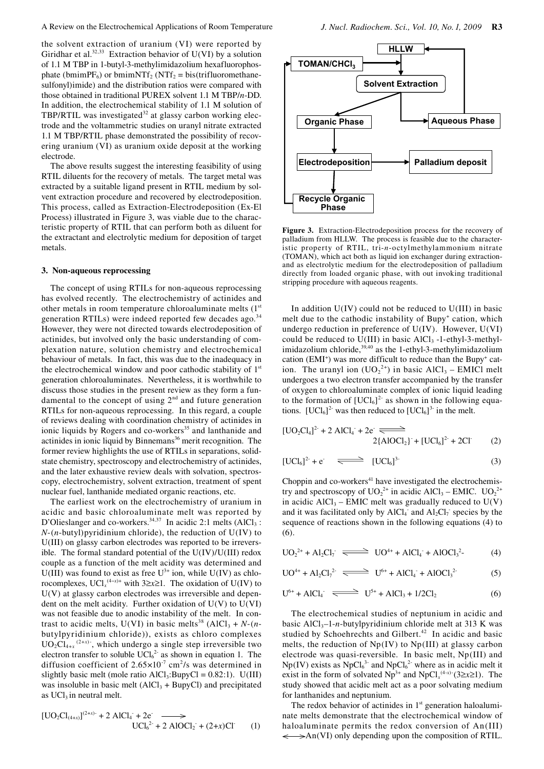the solvent extraction of uranium (VI) were reported by Giridhar et al.[32,33] Extraction behavior of U(VI) by a solution of 1.1 M TBP in 1-butyl-3-methylimidazolium hexafluorophosphate ($bmimPF_6$) or $bmimNTf_2$ ($NTf_2$ = bis(trifluoromethanesulfonyl)imide) and the distribution ratios were compared with those obtained in traditional PUREX solvent 1.1 M TBP/*n*-DD. In addition, the electrochemical stability of 1.1 M solution of TBP/RTIL was investigated[32] at glassy carbon working electrode and the voltammetric studies on uranyl nitrate extracted 1.1 M TBP/RTIL phase demonstrated the possibility of recovering uranium (VI) as uranium oxide deposit at the working electrode.

The above results suggest the interesting feasibility of using RTIL diluents for the recovery of metals. The target metal was extracted by a suitable ligand present in RTIL medium by solvent extraction procedure and recovered by electrodeposition. This process, called as Extraction-Electrodeposition (Ex-El Process) illustrated in Figure 3, was viable due to the characteristic property of RTIL that can perform both as diluent for the extractant and electrolytic medium for deposition of target metals.

**Figure 3.** Extraction-Electrodeposition process for the recovery of palladium from HLLW. The process is feasible due to the characteristic property of RTIL, tri-*n*-octylmethylammonium nitrate (TOMAN), which act both as liquid ion exchanger during extraction and as electrolytic medium for the electrodeposition of palladium directly from loaded organic phase, with out invoking traditional stripping procedure with aqueous reagents.

### 3. Non-aqueous reprocessing

The concept of using RTILs for non-aqueous reprocessing has evolved recently. The electrochemistry of actinides and other metals in room temperature chloroaluminate melts (1st generation RTILs) were indeed reported few decades ago.[34] However, they were not directed towards electrodeposition of actinides, but involved only the basic understanding of complexation nature, solution chemistry and electrochemical behaviour of metals. In fact, this was due to the inadequacy in the electrochemical window and poor cathodic stability of 1st generation chloroaluminates. Nevertheless, it is worthwhile to discuss those studies in the present review as they form a fundamental to the concept of using 2nd and future generation RTILs for non-aqueous reprocessing. In this regard, a couple of reviews dealing with coordination chemistry of actinides in ionic liquids by Rogers and co-workers[35] and lanthanide and actinides in ionic liquid by Binnemans[36] merit recognition. The former review highlights the use of RTILs in separations, solid-state chemistry, spectroscopy and electrochemistry of actinides, and the later exhaustive review deals with solvation, spectroscopy, electrochemistry, solvent extraction, treatment of spent nuclear fuel, lanthanide mediated organic reactions, etc.

The earliest work on the electrochemistry of uranium in acidic and basic chloroaluminate melt was reported by D'Olieslanger and co-workers.[34,37] In acidic 2:1 melts ($AlCl_3$ : *N*-(*n*-butyl)pyridinium chloride), the reduction of U(IV) to U(III) on glassy carbon electrodes was reported to be irreversible. The formal standard potential of the U(IV)/U(III) redox couple as a function of the melt acidity was determined and U(III) was found to exist as free $U^{3+}$ ion, while U(IV) as chlorocomplexes, $UCl_x^{(4-x)+}$ with $3 \geq x \geq 1$. The oxidation of U(IV) to U(V) at glassy carbon electrodes was irreversible and dependent on the melt acidity. Further oxidation of U(V) to U(VI) was not feasible due to anodic instability of the melt. In contrast to acidic melts, U(VI) in basic melts[38] ($AlCl_3$ + *N*-(*n*-butylpyridinium chloride)), exists as chloro complexes $UO_2Cl_{4+x}^{(2+x)-}$, which undergo a single step irreversible two electron transfer to soluble $UCl_6^{2-}$ as shown in equation 1. The diffusion coefficient of $2.65 \times 10^{-7}$ cm$^2$/s was determined in slightly basic melt (mole ratio $AlCl_3$:BupyCl = 0.82:1). U(III) was insoluble in basic melt ($AlCl_3$ + BupyCl) and precipitated as $UCl_3$ in neutral melt.

$$[UO_2Cl_{(4+x)}]^{(2+x)-} + 2\,AlCl_4^- + 2e^- \longrightarrow UCl_6^{2-} + 2\,AlOCl_2^- + (2+x)Cl^- \qquad (1)$$

In addition U(IV) could not be reduced to U(III) in basic melt due to the cathodic instability of $Bupy^+$ cation, which undergo reduction in preference of U(IV). However, U(VI) could be reduced to U(III) in basic $AlCl_3$ -1-ethyl-3-methylimidazolium chloride,[39,40] as the 1-ethyl-3-methylimidazolium cation ($EMI^+$) was more difficult to reduce than the $Bupy^+$ cation. The uranyl ion ($UO_2^{2+}$) in basic $AlCl_3$ – EMICl melt undergoes a two electron transfer accompanied by the transfer of oxygen to chloroaluminate complex of ionic liquid leading to the formation of $[UCl_6]^{2-}$ as shown in the following equations. $[UCl_6]^{2-}$ was then reduced to $[UCl_6]^{3-}$ in the melt.

$$[UO_2Cl_4]^{2-} + 2\,AlCl_4^- + 2e^- \rightleftharpoons 2\{AlOCl_2\}^- + [UCl_6]^{2-} + 2Cl^- \qquad (2)$$

$$[UCl_6]^{2-} + e^- \rightleftharpoons [UCl_6]^{3-} \qquad (3)$$

Choppin and co-workers[41] have investigated the electrochemistry and spectroscopy of $UO_2^{2+}$ in acidic $AlCl_3$ – EMIC. $UO_2^{2+}$ in acidic $AlCl_3$ – EMIC melt was gradually reduced to U(V) and it was facilitated only by $AlCl_4^-$ and $Al_2Cl_7^-$ species by the sequence of reactions shown in the following equations (4) to (6).

$$UO_2^{2+} + Al_2Cl_7^- \rightleftharpoons UO^{4+} + AlCl_4^- + AlOCl_3^{2-} \qquad (4)$$

$$UO^{4+} + Al_2Cl_7^{2-} \rightleftharpoons U^{6+} + AlCl_4^- + AlOCl_3^{2-} \qquad (5)$$

$$U^{6+} + AlCl_4^- \rightleftharpoons U^{5+} + AlCl_3 + 1/2Cl_2 \qquad (6)$$

The electrochemical studies of neptunium in acidic and basic $AlCl_3$–1-*n*-butylpyridinium chloride melt at 313 K was studied by Schoehrechts and Gilbert.[42] In acidic and basic melts, the reduction of Np(IV) to Np(III) at glassy carbon electrode was quasi-reversible. In basic melt, Np(III) and Np(IV) exists as $NpCl_6^{3-}$ and $NpCl_6^{2-}$ where as in acidic melt it exist in the form of solvated $Np^{3+}$ and $NpCl_x^{(4-x)-}$ ($3 \geq x \geq 1$). The study showed that acidic melt act as a poor solvating medium for lanthanides and neptunium.

The redox behavior of actinides in 1st generation haloaluminate melts demonstrate that the electrochemical window of haloaluminate permits the redox conversion of An(III) $\longleftrightarrow$ An(VI) only depending upon the composition of RTIL.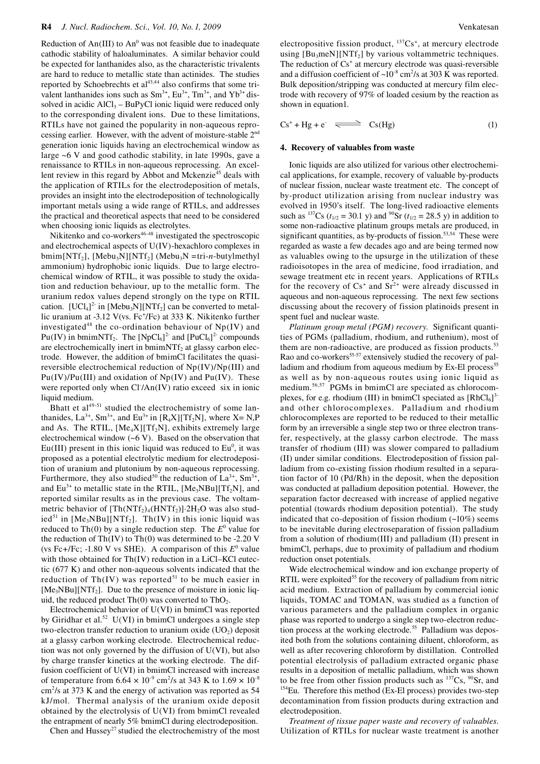Reduction of An(III) to $An^0$ was not feasible due to inadequate cathodic stability of haloaluminates. A similar behavior could be expected for lanthanides also, as the characteristic trivalents are hard to reduce to metallic state than actinides. The studies reported by Schoebrechts et al[43,44] also confirms that some trivalent lanthanides ions such as $Sm^{3+}$, $Eu^{3+}$, $Tm^{3+}$, and $Yb^{3+}$ dissolved in acidic $AlCl_3$ – BuPyCl ionic liquid were reduced only to the corresponding divalent ions. Due to these limitations, RTILs have not gained the popularity in non-aqueous reprocessing earlier. However, with the advent of moisture-stable 2nd generation ionic liquids having an electrochemical window as large ~6 V and good cathodic stability, in late 1990s, gave a renaissance to RTILs in non-aqueous reprocessing. An excellent review in this regard by Abbot and Mckenzie[45] deals with the application of RTILs for the electrodeposition of metals, provides an insight into the electrodeposition of technologically important metals using a wide range of RTILs, and addresses the practical and theoretical aspects that need to be considered when choosing ionic liquids as electrolytes.

Nikitenko and co-workers[46-48] investigated the spectroscopic and electrochemical aspects of U(IV)-hexachloro complexes in bmim[$NTf_2$], [$Mebu_3N$][$NTf_2$] ($Mebu_3N$ =tri-*n*-butylmethyl ammonium) hydrophobic ionic liquids. Due to large electrochemical window of RTIL, it was possible to study the oxidation and reduction behaviour, up to the metallic form. The uranium redox values depend strongly on the type on RTIL cation. $[UCl_4]^{2-}$ in [$Mebu_3N$][$NTf_2$] can be converted to metallic uranium at -3.12 V(vs. $Fc^+$/Fc) at 333 K. Nikitenko further investigated[48] the co-ordination behaviour of Np(IV) and Pu(IV) in bmim$NTf_2$. The $[NpCl_6]^{2-}$ and $[PuCl_6]^{2-}$ compounds are electrochemically inert in bmim$NTf_2$ at glassy carbon electrode. However, the addition of bmimCl facilitates the quasi-reversible electrochemical reduction of Np(IV)/Np(III) and Pu(IV)/Pu(III) and oxidation of Np(IV) and Pu(IV). These were reported only when $Cl^-$/An(IV) ratio exceed six in ionic liquid medium.

Bhatt et al[49-51] studied the electrochemistry of some lanthanides, $La^{3+}$, $Sm^{3+}$, and $Eu^{3+}$ in [$R_4X$][$Tf_2N$], where X= N,P and As. The RTIL, [$Me_4X$][$Tf_2N$], exhibits extremely large electrochemical window (~6 V). Based on the observation that Eu(III) present in this ionic liquid was reduced to $Eu^0$, it was proposed as a potential electrolytic medium for electrodeposition of uranium and plutonium by non-aqueous reprocessing. Furthermore, they also studied[50] the reduction of $La^{3+}$, $Sm^{3+}$, and $Eu^{3+}$ to metallic state in the RTIL, [$Me_3NBu$][$Tf_2N$], and reported similar results as in the previous case. The voltammetric behavior of $[Th(NTf_2)_4(HNTf_2)]\cdot 2H_2O$ was also studied[51] in [$Me_3NBu$][$NTf_2$]. Th(IV) in this ionic liquid was reduced to Th(0) by a single reduction step. The $E^0$ value for the reduction of Th(IV) to Th(0) was determined to be -2.20 V (vs Fc+/Fc; -1.80 V vs SHE). A comparison of this $E^0$ value with those obtained for Th(IV) reduction in a LiCl–KCl eutectic (677 K) and other non-aqueous solvents indicated that the reduction of Th(IV) was reported[51] to be much easier in [$Me_3NBu$][$NTf_2$]. Due to the presence of moisture in ionic liquid, the reduced product Th(0) was converted to $ThO_2$.

Electrochemical behavior of U(VI) in bmimCl was reported by Giridhar et al.[52] U(VI) in bmimCl undergoes a single step two-electron transfer reduction to uranium oxide ($UO_2$) deposit at a glassy carbon working electrode. Electrochemical reduction was not only governed by the diffusion of U(VI), but also by charge transfer kinetics at the working electrode. The diffusion coefficient of U(VI) in bmimCl increased with increase of temperature from $6.64 \times 10^{-9}$ cm$^2$/s at 343 K to $1.69 \times 10^{-8}$ cm$^2$/s at 373 K and the energy of activation was reported as 54 kJ/mol. Thermal analysis of the uranium oxide deposit obtained by the electrolysis of U(VI) from bmimCl revealed the entrapment of nearly 5% bmimCl during electrodeposition.

Chen and Hussey[27] studied the electrochemistry of the most electropositive fission product, $^{137}Cs^+$, at mercury electrode using [$Bu_3meN$][$NTf_2$] by various voltammetric techniques. The reduction of $Cs^+$ at mercury electrode was quasi-reversible and a diffusion coefficient of ~$10^{-8}$ cm$^2$/s at 303 K was reported. Bulk deposition/stripping was conducted at mercury film electrode with recovery of 97% of loaded cesium by the reaction as shown in equation1.

$$Cs^+ + Hg + e^- \rightleftharpoons Cs(Hg) \qquad (1)$$

## 4. Recovery of valuables from waste

Ionic liquids are also utilized for various other electrochemical applications, for example, recovery of valuable by-products of nuclear fission, nuclear waste treatment etc. The concept of by-product utilization arising from nuclear industry was evolved in 1950's itself. The long-lived radioactive elements such as $^{137}$Cs ($t_{1/2}$ = 30.1 y) and $^{90}$Sr ($t_{1/2}$ = 28.5 y) in addition to some non-radioactive platinum groups metals are produced, in significant quantities, as by-products of fission.[53,54] These were regarded as waste a few decades ago and are being termed now as valuables owing to the upsurge in the utilization of these radioisotopes in the area of medicine, food irradiation, and sewage treatment etc in recent years. Applications of RTILs for the recovery of $Cs^+$ and $Sr^{2+}$ were already discussed in aqueous and non-aqueous reprocessing. The next few sections discussing about the recovery of fission platinoids present in spent fuel and nuclear waste.

*Platinum group metal (PGM) recovery.* Significant quantities of PGMs (palladium, rhodium, and ruthenium), most of them are non-radioactive, are produced as fission products.[53] Rao and co-workers[55-57] extensively studied the recovery of palladium and rhodium from aqueous medium by Ex-El process[55] as well as by non-aqueous routes using ionic liquid as medium.[56,57] PGMs in bmimCl are speciated as chlorocomplexes, for e.g. rhodium (III) in bmimCl speciated as $[RhCl_6]^{3-}$ and other chlorocomplexes. Palladium and rhodium chlorocomplexes are reported to be reduced to their metallic form by an irreversible a single step two or three electron transfer, respectively, at the glassy carbon electrode. The mass transfer of rhodium (III) was slower compared to palladium (II) under similar conditions. Electrodeposition of fission palladium from co-existing fission rhodium resulted in a separation factor of 10 (Pd/Rh) in the deposit, when the deposition was conducted at palladium deposition potential. However, the separation factor decreased with increase of applied negative potential (towards rhodium deposition potential). The study indicated that co-deposition of fission rhodium (~10%) seems to be inevitable during electroseparation of fission palladium from a solution of rhodium(III) and palladium (II) present in bmimCl, perhaps, due to proximity of palladium and rhodium reduction onset potentials.

Wide electrochemical window and ion exchange property of RTIL were exploited[55] for the recovery of palladium from nitric acid medium. Extraction of palladium by commercial ionic liquids, TOMAC and TOMAN, was studied as a function of various parameters and the palladium complex in organic phase was reported to undergo a single step two-electron reduction process at the working electrode.[55] Palladium was deposited both from the solutions containing diluent, chloroform, as well as after recovering chloroform by distillation. Controlled potential electrolysis of palladium extracted organic phase results in a deposition of metallic palladium, which was shown to be free from other fission products such as $^{137}$Cs, $^{90}$Sr, and $^{154}$Eu. Therefore this method (Ex-El process) provides two-step decontamination from fission products during extraction and electrodeposition.

*Treatment of tissue paper waste and recovery of valuables.* Utilization of RTILs for nuclear waste treatment is another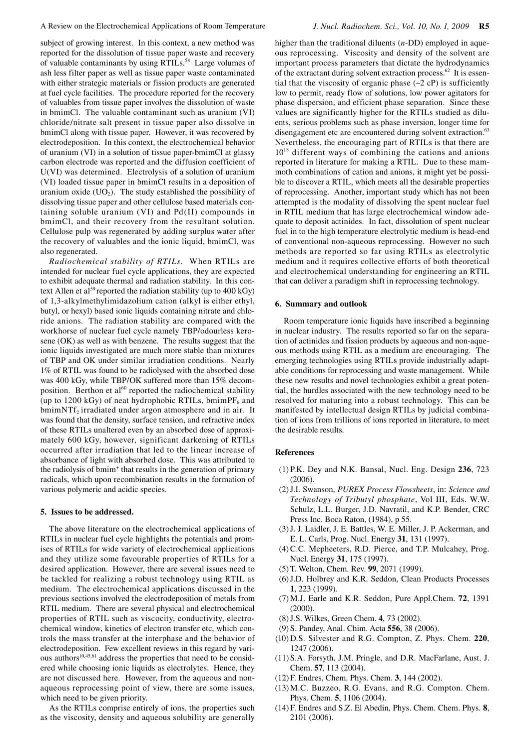subject of growing interest. In this context, a new method was reported for the dissolution of tissue paper waste and recovery of valuable contaminants by using RTILs.[58] Large volumes of ash less filter paper as well as tissue paper waste contaminated with either strategic materials or fission products are generated at fuel cycle facilities. The procedure reported for the recovery of valuables from tissue paper involves the dissolution of waste in bmimCl. The valuable contaminant such as uranium (VI) chloride/nitrate salt present in tissue paper also dissolve in bmimCl along with tissue paper. However, it was recovered by electrodeposition. In this context, the electrochemical behavior of uranium (VI) in a solution of tissue paper-bmimCl at glassy carbon electrode was reported and the diffusion coefficient of U(VI) was determined. Electrolysis of a solution of uranium (VI) loaded tissue paper in bmimCl results in a deposition of uranium oxide ($UO_2$). The study established the possibility of dissolving tissue paper and other cellulose based materials containing soluble uranium (VI) and Pd(II) compounds in bmimCl, and their recovery from the resultant solution. Cellulose pulp was regenerated by adding surplus water after the recovery of valuables and the ionic liquid, bmimCl, was also regenerated.

*Radiochemical stability of RTILs.* When RTILs are intended for nuclear fuel cycle applications, they are expected to exhibit adequate thermal and radiation stability. In this context Allen et al[59] reported the radiation stability (up to 400 kGy) of 1,3-alkylmethylimidazolium cation (alkyl is either ethyl, butyl, or hexyl) based ionic liquids containing nitrate and chloride anions. The radiation stability are compared with the workhorse of nuclear fuel cycle namely TBP/odourless kerosene (OK) as well as with benzene. The results suggest that the ionic liquids investigated are much more stable than mixtures of TBP and OK under similar irradiation conditions. Nearly 1% of RTIL was found to be radiolysed with the absorbed dose was 400 kGy, while TBP/OK suffered more than 15% decomposition. Berthon et al[60] reported the radiochemical stability (up to 1200 kGy) of neat hydrophobic RTILs, bmim$PF_6$ and bmim$NTf_2$ irradiated under argon atmosphere and in air. It was found that the density, surface tension, and refractive index of these RTILs unaltered even by an absorbed dose of approximately 600 kGy, however, significant darkening of RTILs occurred after irradiation that led to the linear increase of absorbance of light with absorbed dose. This was attributed to the radiolysis of $bmim^+$ that results in the generation of primary radicals, which upon recombination results in the formation of various polymeric and acidic species.

## 5. Issues to be addressed.

The above literature on the electrochemical applications of RTILs in nuclear fuel cycle highlights the potentials and promises of RTILs for wide variety of electrochemical applications and they utilize some favourable properties of RTILs for a desired application. However, there are several issues need to be tackled for realizing a robust technology using RTIL as medium. The electrochemical applications discussed in the previous sections involved the electrodeposition of metals from RTIL medium. There are several physical and electrochemical properties of RTIL such as viscosity, conductivity, electrochemical window, kinetics of electron transfer etc, which controls the mass transfer at the interphase and the behavior of electrodeposition. Few excellent reviews in this regard by various authors[10,45,61] address the properties that need to be considered while choosing ionic liquids as electrolytes. Hence, they are not discussed here. However, from the aqueous and non-aqueous reprocessing point of view, there are some issues, which need to be given priority.

As the RTILs comprise entirely of ions, the properties such as the viscosity, density and aqueous solubility are generally higher than the traditional diluents (*n*-DD) employed in aqueous reprocessing. Viscosity and density of the solvent are important process parameters that dictate the hydrodynamics of the extractant during solvent extraction process.[62] It is essential that the viscosity of organic phase (~2 cP) is sufficiently low to permit, ready flow of solutions, low power agitators for phase dispersion, and efficient phase separation. Since these values are significantly higher for the RTILs studied as diluents, serious problems such as phase inversion, longer time for disengagement etc are encountered during solvent extraction.[63] Nevertheless, the encouraging part of RTILs is that there are $10^{18}$ different ways of combining the cations and anions reported in literature for making a RTIL. Due to these mammoth combinations of cation and anions, it might yet be possible to discover a RTIL, which meets all the desirable properties of reprocessing. Another, important study which has not been attempted is the modality of dissolving the spent nuclear fuel in RTIL medium that has large electrochemical window adequate to deposit actinides. In fact, dissolution of spent nuclear fuel in to the high temperature electrolytic medium is head-end of conventional non-aqueous reprocessing. However no such methods are reported so far using RTILs as electrolytic medium and it requires collective efforts of both theoretical and electrochemical understanding for engineering an RTIL that can deliver a paradigm shift in reprocessing technology.

## 6. Summary and outlook

Room temperature ionic liquids have inscribed a beginning in nuclear industry. The results reported so far on the separation of actinides and fission products by aqueous and non-aqueous methods using RTIL as a medium are encouraging. The emerging technologies using RTILs provide industrially adaptable conditions for reprocessing and waste management. While these new results and novel technologies exhibit a great potential, the hurdles associated with the new technology need to be resolved for maturing into a robust technology. This can be manifested by intellectual design RTILs by judicial combination of ions from trillions of ions reported in literature, to meet the desirable results.

## References

(1) P.K. Dey and N.K. Bansal, Nucl. Eng. Design **236**, 723 (2006).

(2) J.I. Swanson, *PUREX Process Flowsheets*, in: *Science and Technology of Tributyl phosphate*, Vol III, Eds. W.W. Schulz, L.L. Burger, J.D. Navratil, and K.P. Bender, CRC Press Inc. Boca Raton, (1984), p 55.

(3) J. J. Laidler, J. E. Battles, W. E. Miller, J. P. Ackerman, and E. L. Carls, Prog. Nucl. Energy **31**, 131 (1997).

(4) C.C. Mcpheeters, R.D. Pierce, and T.P. Mulcahey, Prog. Nucl. Energy **31**, 175 (1997).

(5) T. Welton, Chem. Rev. **99**, 2071 (1999).

(6) J.D. Holbrey and K.R. Seddon, Clean Products Processes **1**, 223 (1999).

(7) M.J. Earle and K.R. Seddon, Pure Appl.Chem. **72**, 1391 (2000).

(8) J.S. Wilkes, Green Chem. **4**, 73 (2002).

(9) S. Pandey, Anal. Chim. Acta **556**, 38 (2006).

(10) D.S. Silvester and R.G. Compton, Z. Phys. Chem. **220**, 1247 (2006).

(11) S.A. Forsyth, J.M. Pringle, and D.R. MacFarlane, Aust. J. Chem. **57**, 113 (2004).

(12) F. Endres, Chem. Phys. Chem. **3**, 144 (2002).

(13) M.C. Buzzeo, R.G. Evans, and R.G. Compton. Chem. Phys. Chem. **5**, 1106 (2004).

(14) F. Endres and S.Z. El Abedin, Phys. Chem. Chem. Phys. **8**, 2101 (2006).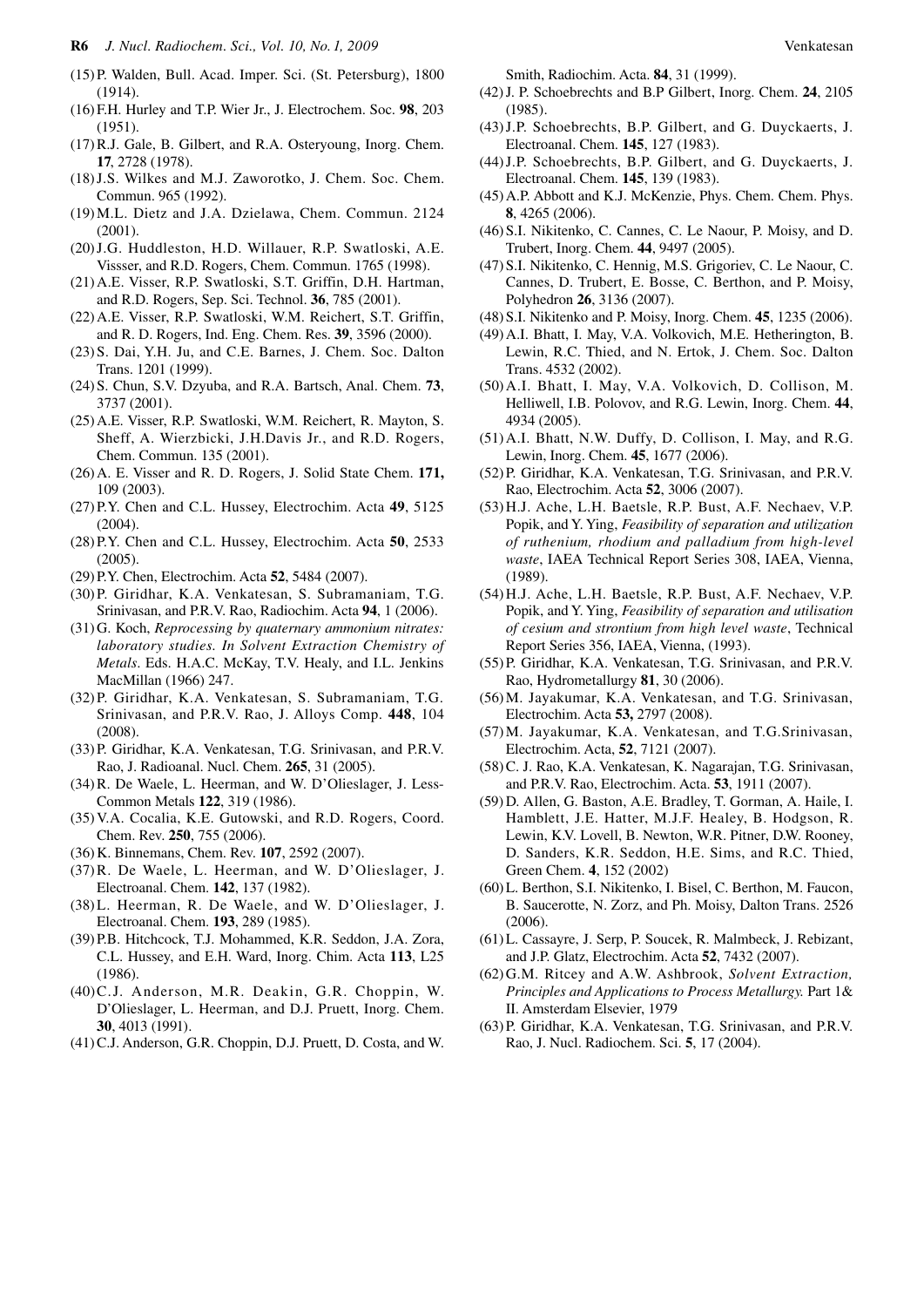(15) P. Walden, Bull. Acad. Imper. Sci. (St. Petersburg), 1800 (1914).

(16) F.H. Hurley and T.P. Wier Jr., J. Electrochem. Soc. **98**, 203 (1951).

(17) R.J. Gale, B. Gilbert, and R.A. Osteryoung, Inorg. Chem. **17**, 2728 (1978).

(18) J.S. Wilkes and M.J. Zaworotko, J. Chem. Soc. Chem. Commun. 965 (1992).

(19) M.L. Dietz and J.A. Dzielawa, Chem. Commun. 2124 (2001).

(20) J.G. Huddleston, H.D. Willauer, R.P. Swatloski, A.E. Vissser, and R.D. Rogers, Chem. Commun. 1765 (1998).

(21) A.E. Visser, R.P. Swatloski, S.T. Griffin, D.H. Hartman, and R.D. Rogers, Sep. Sci. Technol. **36**, 785 (2001).

(22) A.E. Visser, R.P. Swatloski, W.M. Reichert, S.T. Griffin, and R. D. Rogers, Ind. Eng. Chem. Res. **39**, 3596 (2000).

(23) S. Dai, Y.H. Ju, and C.E. Barnes, J. Chem. Soc. Dalton Trans. 1201 (1999).

(24) S. Chun, S.V. Dzyuba, and R.A. Bartsch, Anal. Chem. **73**, 3737 (2001).

(25) A.E. Visser, R.P. Swatloski, W.M. Reichert, R. Mayton, S. Sheff, A. Wierzbicki, J.H.Davis Jr., and R.D. Rogers, Chem. Commun. 135 (2001).

(26) A. E. Visser and R. D. Rogers, J. Solid State Chem. **171,** 109 (2003).

(27) P.Y. Chen and C.L. Hussey, Electrochim. Acta **49**, 5125 (2004).

(28) P.Y. Chen and C.L. Hussey, Electrochim. Acta **50**, 2533 (2005).

(29) P.Y. Chen, Electrochim. Acta **52**, 5484 (2007).

(30) P. Giridhar, K.A. Venkatesan, S. Subramaniam, T.G. Srinivasan, and P.R.V. Rao, Radiochim. Acta **94**, 1 (2006).

(31) G. Koch, *Reprocessing by quaternary ammonium nitrates: laboratory studies. In Solvent Extraction Chemistry of Metals*. Eds. H.A.C. McKay, T.V. Healy, and I.L. Jenkins MacMillan (1966) 247.

(32) P. Giridhar, K.A. Venkatesan, S. Subramaniam, T.G. Srinivasan, and P.R.V. Rao, J. Alloys Comp. **448**, 104 (2008).

(33) P. Giridhar, K.A. Venkatesan, T.G. Srinivasan, and P.R.V. Rao, J. Radioanal. Nucl. Chem. **265**, 31 (2005).

(34) R. De Waele, L. Heerman, and W. D'Olieslager, J. Less-Common Metals **122**, 319 (1986).

(35) V.A. Cocalia, K.E. Gutowski, and R.D. Rogers, Coord. Chem. Rev. **250**, 755 (2006).

(36) K. Binnemans, Chem. Rev. **107**, 2592 (2007).

(37) R. De Waele, L. Heerman, and W. D'Olieslager, J. Electroanal. Chem. **142**, 137 (1982).

(38) L. Heerman, R. De Waele, and W. D'Olieslager, J. Electroanal. Chem. **193**, 289 (1985).

(39) P.B. Hitchcock, T.J. Mohammed, K.R. Seddon, J.A. Zora, C.L. Hussey, and E.H. Ward, Inorg. Chim. Acta **113**, L25 (1986).

(40) C.J. Anderson, M.R. Deakin, G.R. Choppin, W. D'Olieslager, L. Heerman, and D.J. Pruett, Inorg. Chem. **30**, 4013 (1991).

(41) C.J. Anderson, G.R. Choppin, D.J. Pruett, D. Costa, and W. Smith, Radiochim. Acta. **84**, 31 (1999).

(42) J. P. Schoebrechts and B.P Gilbert, Inorg. Chem. **24**, 2105 (1985).

(43) J.P. Schoebrechts, B.P. Gilbert, and G. Duyckaerts, J. Electroanal. Chem. **145**, 127 (1983).

(44) J.P. Schoebrechts, B.P. Gilbert, and G. Duyckaerts, J. Electroanal. Chem. **145**, 139 (1983).

(45) A.P. Abbott and K.J. McKenzie, Phys. Chem. Chem. Phys. **8**, 4265 (2006).

(46) S.I. Nikitenko, C. Cannes, C. Le Naour, P. Moisy, and D. Trubert, Inorg. Chem. **44**, 9497 (2005).

(47) S.I. Nikitenko, C. Hennig, M.S. Grigoriev, C. Le Naour, C. Cannes, D. Trubert, E. Bosse, C. Berthon, and P. Moisy, Polyhedron **26**, 3136 (2007).

(48) S.I. Nikitenko and P. Moisy, Inorg. Chem. **45**, 1235 (2006).

(49) A.I. Bhatt, I. May, V.A. Volkovich, M.E. Hetherington, B. Lewin, R.C. Thied, and N. Ertok, J. Chem. Soc. Dalton Trans. 4532 (2002).

(50) A.I. Bhatt, I. May, V.A. Volkovich, D. Collison, M. Helliwell, I.B. Polovov, and R.G. Lewin, Inorg. Chem. **44**, 4934 (2005).

(51) A.I. Bhatt, N.W. Duffy, D. Collison, I. May, and R.G. Lewin, Inorg. Chem. **45**, 1677 (2006).

(52) P. Giridhar, K.A. Venkatesan, T.G. Srinivasan, and P.R.V. Rao, Electrochim. Acta **52**, 3006 (2007).

(53) H.J. Ache, L.H. Baetsle, R.P. Bust, A.F. Nechaev, V.P. Popik, and Y. Ying, *Feasibility of separation and utilization of ruthenium, rhodium and palladium from high-level waste*, IAEA Technical Report Series 308, IAEA, Vienna, (1989).

(54) H.J. Ache, L.H. Baetsle, R.P. Bust, A.F. Nechaev, V.P. Popik, and Y. Ying, *Feasibility of separation and utilisation of cesium and strontium from high level waste*, Technical Report Series 356, IAEA, Vienna, (1993).

(55) P. Giridhar, K.A. Venkatesan, T.G. Srinivasan, and P.R.V. Rao, Hydrometallurgy **81**, 30 (2006).

(56) M. Jayakumar, K.A. Venkatesan, and T.G. Srinivasan, Electrochim. Acta **53,** 2797 (2008).

(57) M. Jayakumar, K.A. Venkatesan, and T.G.Srinivasan, Electrochim. Acta, **52**, 7121 (2007).

(58) C. J. Rao, K.A. Venkatesan, K. Nagarajan, T.G. Srinivasan, and P.R.V. Rao, Electrochim. Acta. **53**, 1911 (2007).

(59) D. Allen, G. Baston, A.E. Bradley, T. Gorman, A. Haile, I. Hamblett, J.E. Hatter, M.J.F. Healey, B. Hodgson, R. Lewin, K.V. Lovell, B. Newton, W.R. Pitner, D.W. Rooney, D. Sanders, K.R. Seddon, H.E. Sims, and R.C. Thied, Green Chem. **4**, 152 (2002)

(60) L. Berthon, S.I. Nikitenko, I. Bisel, C. Berthon, M. Faucon, B. Saucerotte, N. Zorz, and Ph. Moisy, Dalton Trans. 2526 (2006).

(61) L. Cassayre, J. Serp, P. Soucek, R. Malmbeck, J. Rebizant, and J.P. Glatz, Electrochim. Acta **52**, 7432 (2007).

(62) G.M. Ritcey and A.W. Ashbrook, *Solvent Extraction, Principles and Applications to Process Metallurgy.* Part 1& II. Amsterdam Elsevier, 1979

(63) P. Giridhar, K.A. Venkatesan, T.G. Srinivasan, and P.R.V. Rao, J. Nucl. Radiochem. Sci. **5**, 17 (2004).